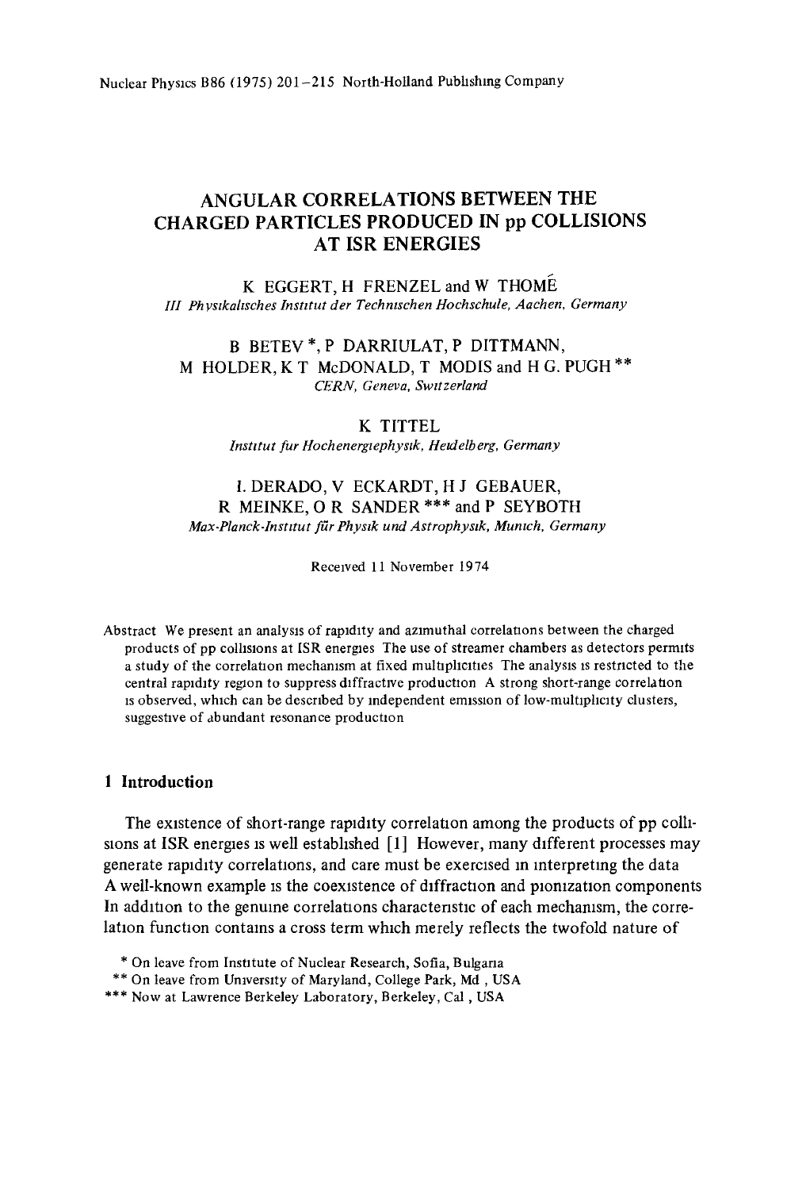# ANGULAR CORRELATIONS BETWEEN THE CHARGED PARTICLES PRODUCED IN pp COLLISIONS AT ISR ENERGIES

K EGGERT, H FRENZEL and W THOMÉ
*III Physikalisches Institut der Technischen Hochschule, Aachen, Germany*

B BETEV *, P DARRIULAT, P DITTMANN, M HOLDER, K T McDONALD, T MODIS and H G. PUGH **
*CERN, Geneva, Switzerland*

K TITTEL
*Institut fur Hochenergiephysik, Heidelberg, Germany*

I. DERADO, V ECKARDT, H J GEBAUER, R MEINKE, O R SANDER *** and P SEYBOTH
*Max-Planck-Institut für Physik und Astrophysik, Munich, Germany*

Received 11 November 1974

Abstract We present an analysis of rapidity and azimuthal correlations between the charged products of pp collisions at ISR energies The use of streamer chambers as detectors permits a study of the correlation mechanism at fixed multiplicities The analysis is restricted to the central rapidity region to suppress diffractive production A strong short-range correlation is observed, which can be described by independent emission of low-multiplicity clusters, suggestive of abundant resonance production

## 1 Introduction

The existence of short-range rapidity correlation among the products of pp collisions at ISR energies is well established [1] However, many different processes may generate rapidity correlations, and care must be exercised in interpreting the data A well-known example is the coexistence of diffraction and pionization components In addition to the genuine correlations characteristic of each mechanism, the correlation function contains a cross term which merely reflects the twofold nature of

* On leave from Institute of Nuclear Research, Sofia, Bulgaria
** On leave from University of Maryland, College Park, Md , USA
*** Now at Lawrence Berkeley Laboratory, Berkeley, Cal , USA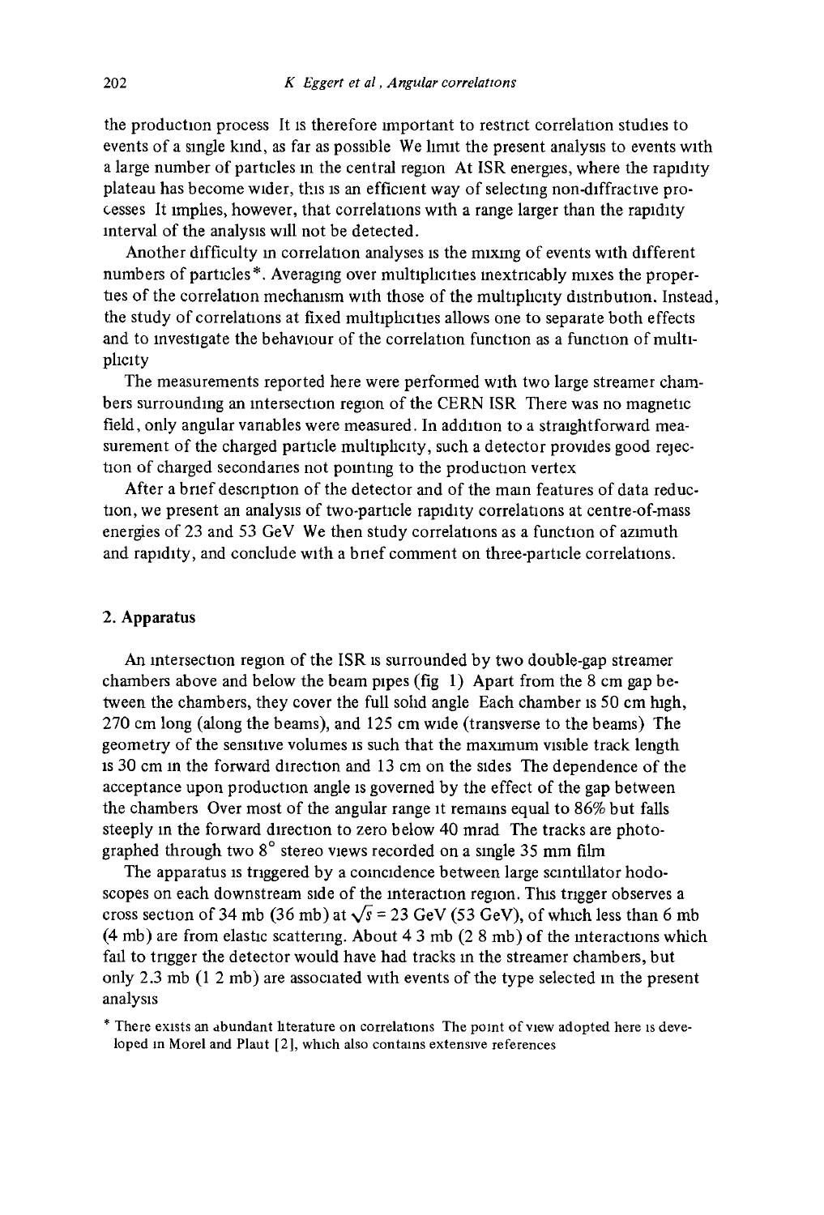the production process It is therefore important to restrict correlation studies to events of a single kind, as far as possible We limit the present analysis to events with a large number of particles in the central region At ISR energies, where the rapidity plateau has become wider, this is an efficient way of selecting non-diffractive processes It implies, however, that correlations with a range larger than the rapidity interval of the analysis will not be detected.

Another difficulty in correlation analyses is the mixing of events with different numbers of particles*. Averaging over multiplicities inextricably mixes the properties of the correlation mechanism with those of the multiplicity distribution. Instead, the study of correlations at fixed multiplicities allows one to separate both effects and to investigate the behaviour of the correlation function as a function of multiplicity

The measurements reported here were performed with two large streamer chambers surrounding an intersection region of the CERN ISR There was no magnetic field, only angular variables were measured. In addition to a straightforward measurement of the charged particle multiplicity, such a detector provides good rejection of charged secondaries not pointing to the production vertex

After a brief description of the detector and of the main features of data reduction, we present an analysis of two-particle rapidity correlations at centre-of-mass energies of 23 and 53 GeV We then study correlations as a function of azimuth and rapidity, and conclude with a brief comment on three-particle correlations.

## 2. Apparatus

An intersection region of the ISR is surrounded by two double-gap streamer chambers above and below the beam pipes (fig 1) Apart from the 8 cm gap between the chambers, they cover the full solid angle Each chamber is 50 cm high, 270 cm long (along the beams), and 125 cm wide (transverse to the beams) The geometry of the sensitive volumes is such that the maximum visible track length is 30 cm in the forward direction and 13 cm on the sides The dependence of the acceptance upon production angle is governed by the effect of the gap between the chambers Over most of the angular range it remains equal to 86% but falls steeply in the forward direction to zero below 40 mrad The tracks are photographed through two $8^{\circ}$ stereo views recorded on a single 35 mm film

The apparatus is triggered by a coincidence between large scintillator hodoscopes on each downstream side of the interaction region. This trigger observes a cross section of 34 mb (36 mb) at $\sqrt{s} = 23$ GeV (53 GeV), of which less than 6 mb (4 mb) are from elastic scattering. About 4.3 mb (2.8 mb) of the interactions which fail to trigger the detector would have had tracks in the streamer chambers, but only 2.3 mb (1.2 mb) are associated with events of the type selected in the present analysis

* There exists an abundant literature on correlations The point of view adopted here is developed in Morel and Plaut [2], which also contains extensive references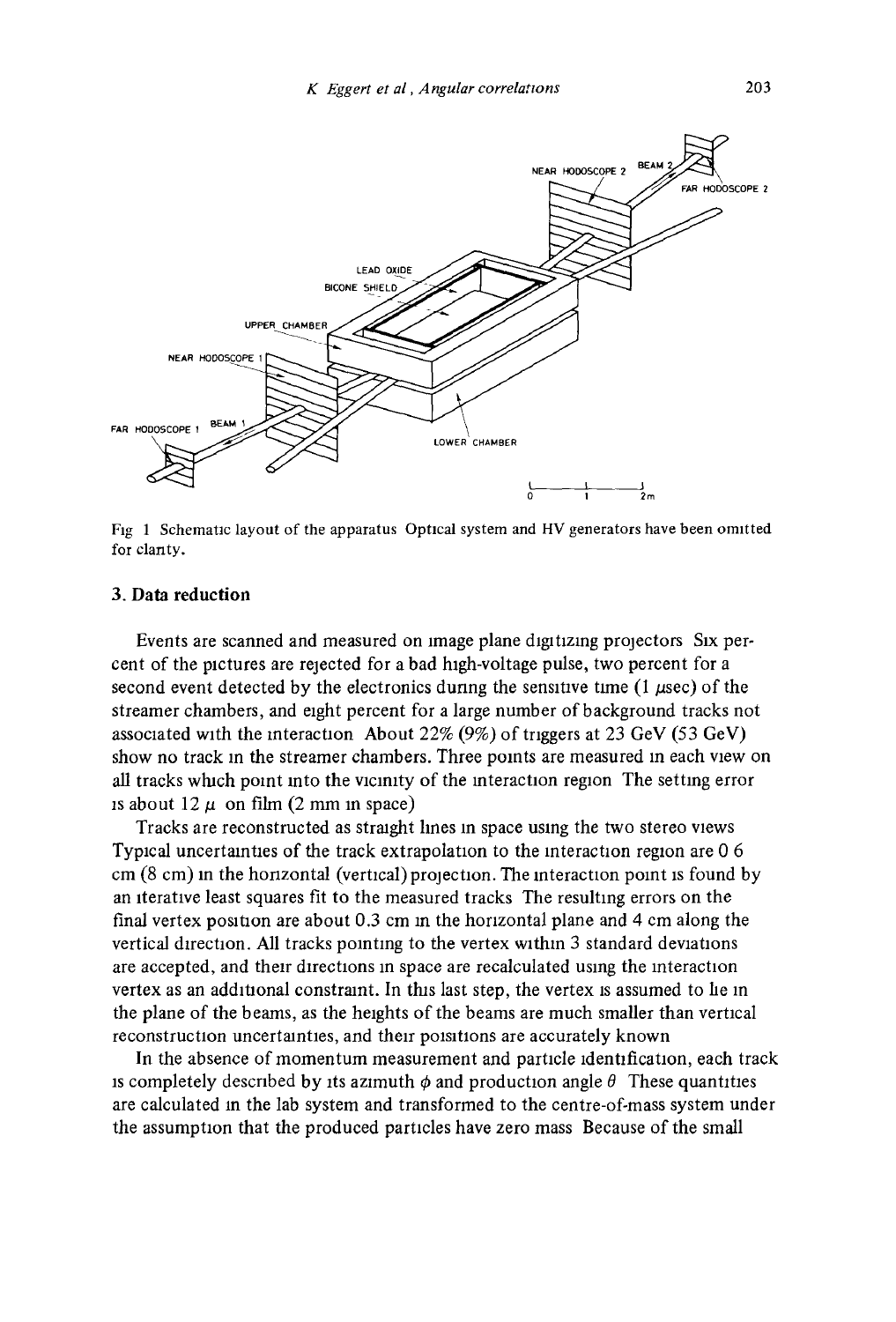Fig 1 Schematic layout of the apparatus Optical system and HV generators have been omitted for clarity.

## 3. Data reduction

Events are scanned and measured on image plane digitizing projectors Six percent of the pictures are rejected for a bad high-voltage pulse, two percent for a second event detected by the electronics during the sensitive time (1 $\mu$sec) of the streamer chambers, and eight percent for a large number of background tracks not associated with the interaction About 22% (9%) of triggers at 23 GeV (53 GeV) show no track in the streamer chambers. Three points are measured in each view on all tracks which point into the vicinity of the interaction region The setting error is about 12 $\mu$ on film (2 mm in space)

Tracks are reconstructed as straight lines in space using the two stereo views Typical uncertainties of the track extrapolation to the interaction region are 0 6 cm (8 cm) in the horizontal (vertical) projection. The interaction point is found by an iterative least squares fit to the measured tracks The resulting errors on the final vertex position are about 0.3 cm in the horizontal plane and 4 cm along the vertical direction. All tracks pointing to the vertex within 3 standard deviations are accepted, and their directions in space are recalculated using the interaction vertex as an additional constraint. In this last step, the vertex is assumed to lie in the plane of the beams, as the heights of the beams are much smaller than vertical reconstruction uncertainties, and their positions are accurately known

In the absence of momentum measurement and particle identification, each track is completely described by its azimuth $\phi$ and production angle $\theta$ These quantities are calculated in the lab system and transformed to the centre-of-mass system under the assumption that the produced particles have zero mass Because of the small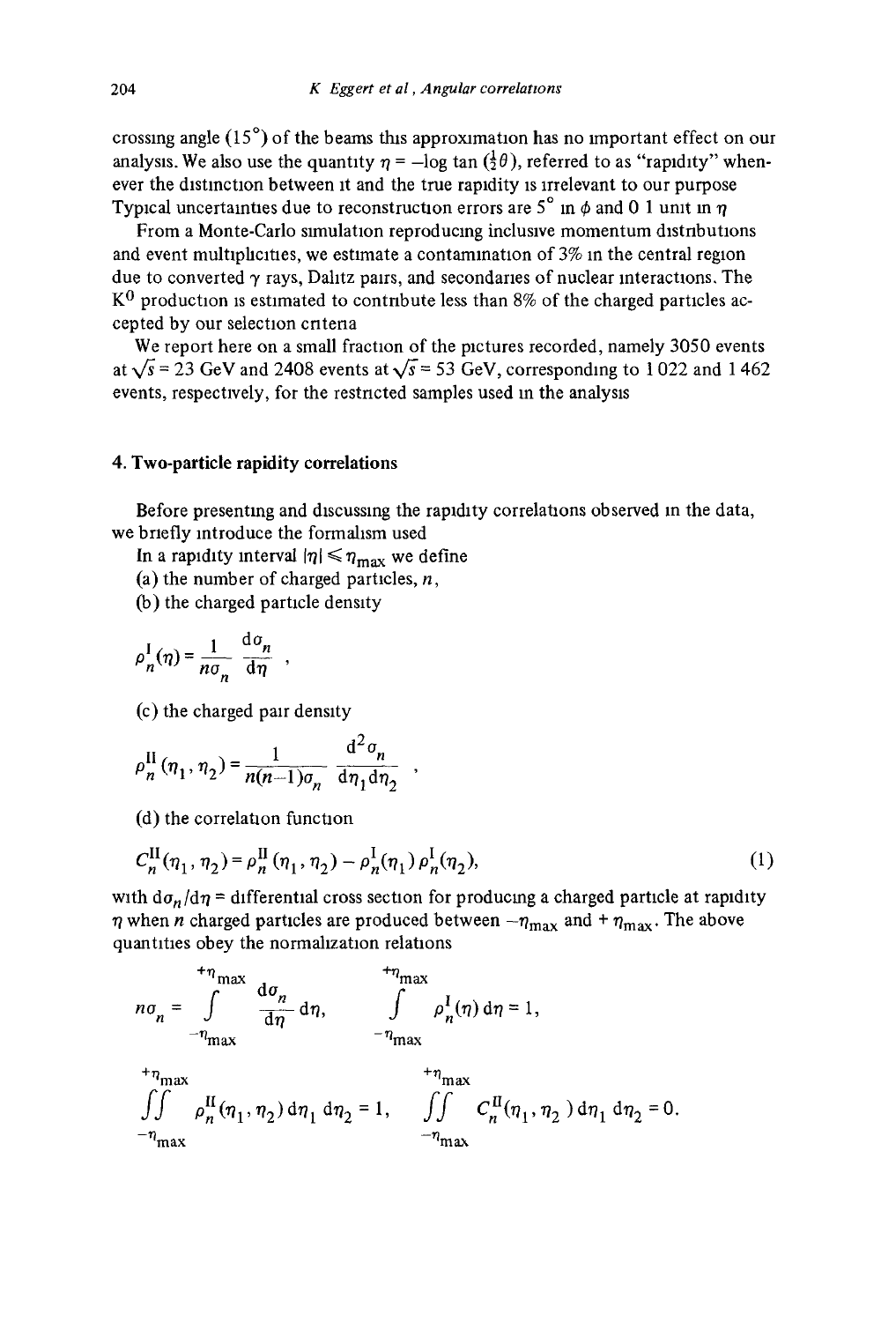crossing angle (15°) of the beams this approximation has no important effect on our analysis. We also use the quantity $\eta = -\log \tan(\frac{1}{2}\theta)$, referred to as "rapidity" whenever the distinction between it and the true rapidity is irrelevant to our purpose. Typical uncertainties due to reconstruction errors are 5° in $\phi$ and 0.1 unit in $\eta$.

From a Monte-Carlo simulation reproducing inclusive momentum distributions and event multiplicities, we estimate a contamination of 3% in the central region due to converted $\gamma$ rays, Dalitz pairs, and secondaries of nuclear interactions. The $K^0$ production is estimated to contribute less than 8% of the charged particles accepted by our selection criteria.

We report here on a small fraction of the pictures recorded, namely 3050 events at $\sqrt{s} = 23$ GeV and 2408 events at $\sqrt{s} = 53$ GeV, corresponding to 1 022 and 1 462 events, respectively, for the restricted samples used in the analysis.

## 4. Two-particle rapidity correlations

Before presenting and discussing the rapidity correlations observed in the data, we briefly introduce the formalism used.

In a rapidity interval $|\eta| \leqslant \eta_{max}$ we define

(a) the number of charged particles, $n$,

(b) the charged particle density

$$\rho_n^{\mathrm{I}}(\eta) = \frac{1}{n\sigma_n} \frac{\mathrm{d}\sigma_n}{\mathrm{d}\eta},$$

(c) the charged pair density

$$\rho_n^{\mathrm{II}}(\eta_1, \eta_2) = \frac{1}{n(n-1)\sigma_n} \frac{\mathrm{d}^2\sigma_n}{\mathrm{d}\eta_1 \mathrm{d}\eta_2},$$

(d) the correlation function

$$C_n^{\mathrm{II}}(\eta_1, \eta_2) = \rho_n^{\mathrm{II}}(\eta_1, \eta_2) - \rho_n^{\mathrm{I}}(\eta_1)\rho_n^{\mathrm{I}}(\eta_2), \tag{1}$$

with $\mathrm{d}\sigma_n/\mathrm{d}\eta$ = differential cross section for producing a charged particle at rapidity $\eta$ when $n$ charged particles are produced between $-\eta_{max}$ and $+\eta_{max}$. The above quantities obey the normalization relations

$$n\sigma_n = \int_{-\eta_{max}}^{+\eta_{max}} \frac{\mathrm{d}\sigma_n}{\mathrm{d}\eta} \mathrm{d}\eta, \qquad \int_{-\eta_{max}}^{+\eta_{max}} \rho_n^{\mathrm{I}}(\eta)\,\mathrm{d}\eta = 1,$$

$$\iint_{-\eta_{max}}^{+\eta_{max}} \rho_n^{\mathrm{II}}(\eta_1, \eta_2)\,\mathrm{d}\eta_1\,\mathrm{d}\eta_2 = 1, \qquad \iint_{-\eta_{max}}^{+\eta_{max}} C_n^{\mathrm{II}}(\eta_1, \eta_2)\,\mathrm{d}\eta_1\,\mathrm{d}\eta_2 = 0.$$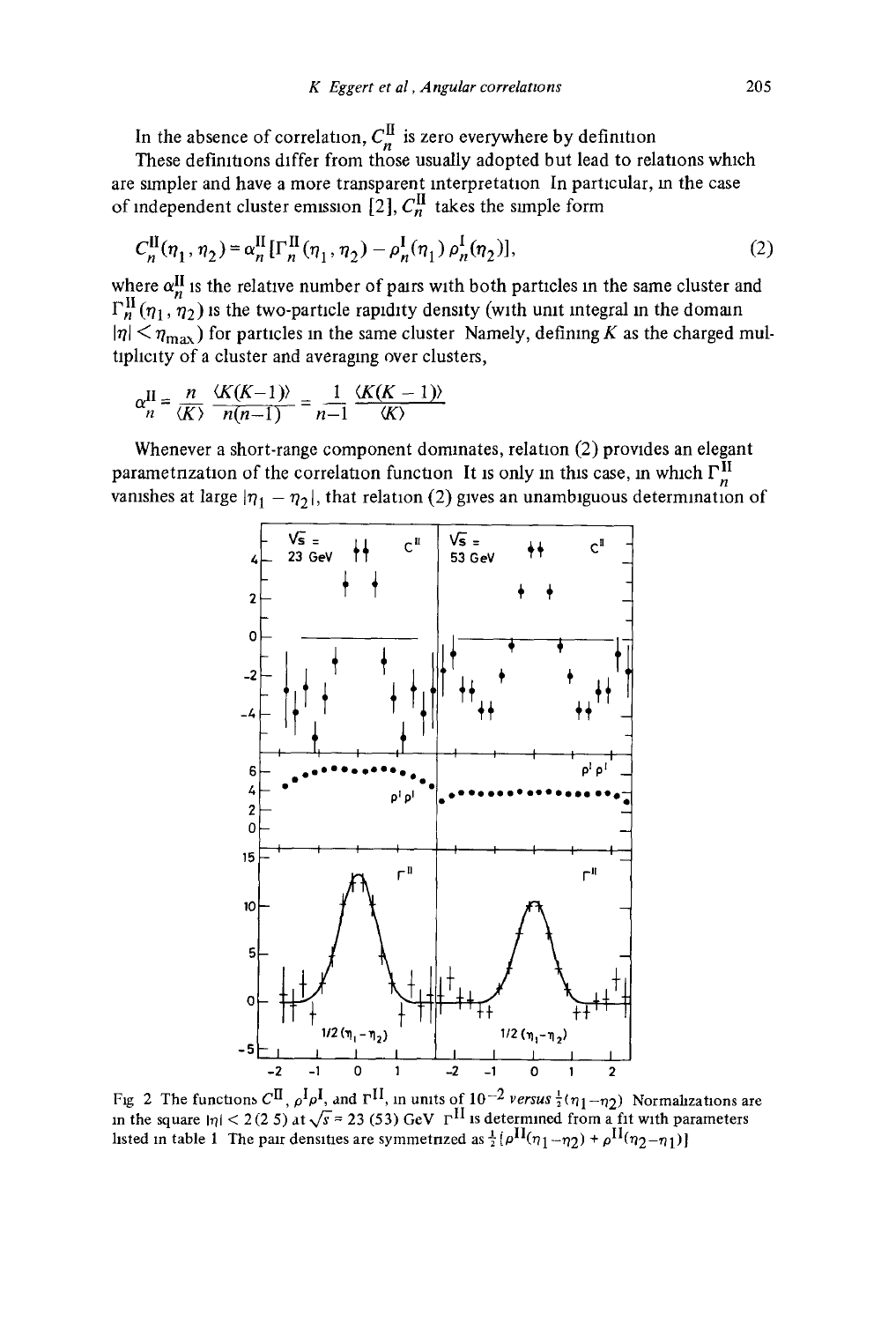In the absence of correlation, $C_n^{II}$ is zero everywhere by definition

These definitions differ from those usually adopted but lead to relations which are simpler and have a more transparent interpretation In particular, in the case of independent cluster emission [2], $C_n^{II}$ takes the simple form

$$C_n^{II}(\eta_1, \eta_2) = \alpha_n^{II}[\Gamma_n^{II}(\eta_1, \eta_2) - \rho_n^I(\eta_1)\rho_n^I(\eta_2)], \tag{2}$$

where $\alpha_n^{II}$ is the relative number of pairs with both particles in the same cluster and $\Gamma_n^{II}(\eta_1, \eta_2)$ is the two-particle rapidity density (with unit integral in the domain $|\eta| < \eta_{max}$) for particles in the same cluster Namely, defining $K$ as the charged multiplicity of a cluster and averaging over clusters,

$$\alpha_n^{II} = \frac{n}{\langle K \rangle} \frac{\langle K(K-1) \rangle}{n(n-1)} = \frac{1}{n-1} \frac{\langle K(K-1) \rangle}{\langle K \rangle}$$

Whenever a short-range component dominates, relation (2) provides an elegant parametrization of the correlation function It is only in this case, in which $\Gamma_n^{II}$ vanishes at large $|\eta_1 - \eta_2|$, that relation (2) gives an unambiguous determination of

Fig 2 The functions $C^{II}$, $\rho^I\rho^I$, and $\Gamma^{II}$, in units of $10^{-2}$ *versus* $\frac{1}{2}(\eta_1 - \eta_2)$ Normalizations are in the square $|\eta| < 2\,(2\,5)$ at $\sqrt{s} = 23\,(53)$ GeV $\Gamma^{II}$ is determined from a fit with parameters listed in table 1 The pair densities are symmetrized as $\frac{1}{2}[\rho^{II}(\eta_1 - \eta_2) + \rho^{II}(\eta_2 - \eta_1)]$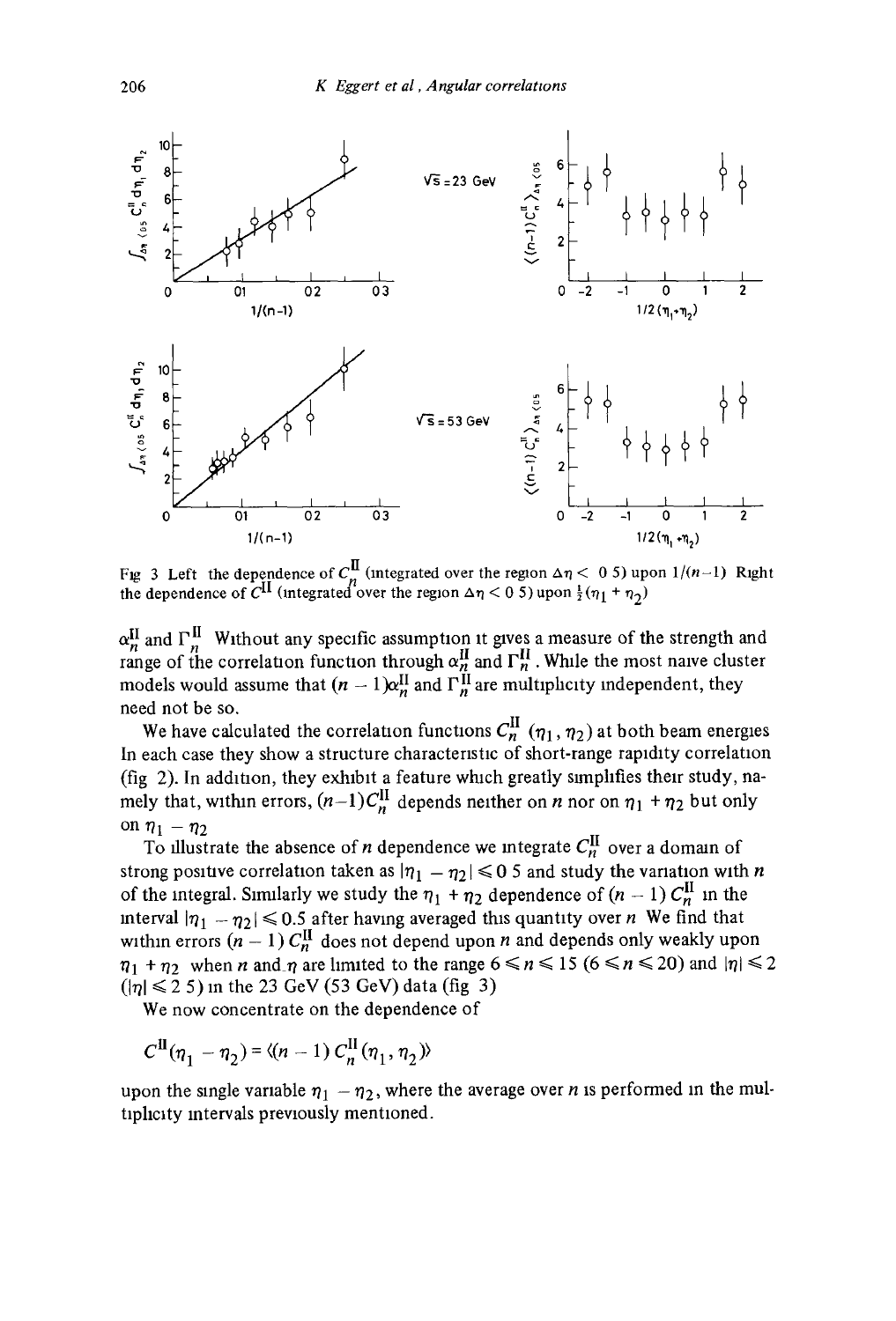Fig 3 Left the dependence of $C_n^{\mathrm{II}}$ (integrated over the region $\Delta\eta < 0.5$) upon $1/(n-1)$ Right the dependence of $C^{\mathrm{II}}$ (integrated over the region $\Delta\eta < 0.5$) upon $\frac{1}{2}(\eta_1 + \eta_2)$

$\alpha_n^{\mathrm{II}}$ and $\Gamma_n^{\mathrm{II}}$ Without any specific assumption it gives a measure of the strength and range of the correlation function through $\alpha_n^{\mathrm{II}}$ and $\Gamma_n^{\mathrm{II}}$. While the most naive cluster models would assume that $(n-1)\alpha_n^{\mathrm{II}}$ and $\Gamma_n^{\mathrm{II}}$ are multiplicity independent, they need not be so.

We have calculated the correlation functions $C_n^{\mathrm{II}}(\eta_1, \eta_2)$ at both beam energies In each case they show a structure characteristic of short-range rapidity correlation (fig 2). In addition, they exhibit a feature which greatly simplifies their study, namely that, within errors, $(n-1)C_n^{\mathrm{II}}$ depends neither on $n$ nor on $\eta_1 + \eta_2$ but only on $\eta_1 - \eta_2$

To illustrate the absence of $n$ dependence we integrate $C_n^{\mathrm{II}}$ over a domain of strong positive correlation taken as $|\eta_1 - \eta_2| \leqslant 0.5$ and study the variation with $n$ of the integral. Similarly we study the $\eta_1 + \eta_2$ dependence of $(n-1)\, C_n^{\mathrm{II}}$ in the interval $|\eta_1 - \eta_2| \leqslant 0.5$ after having averaged this quantity over $n$ We find that within errors $(n-1)\, C_n^{\mathrm{II}}$ does not depend upon $n$ and depends only weakly upon $\eta_1 + \eta_2$ when $n$ and $\eta$ are limited to the range $6 \leqslant n \leqslant 15$ $(6 \leqslant n \leqslant 20)$ and $|\eta| \leqslant 2$ $(|\eta| \leqslant 2.5)$ in the 23 GeV (53 GeV) data (fig 3)

We now concentrate on the dependence of

$$C^{\mathrm{II}}(\eta_1 - \eta_2) = \langle (n-1)\, C_n^{\mathrm{II}}(\eta_1, \eta_2) \rangle$$

upon the single variable $\eta_1 - \eta_2$, where the average over $n$ is performed in the multiplicity intervals previously mentioned.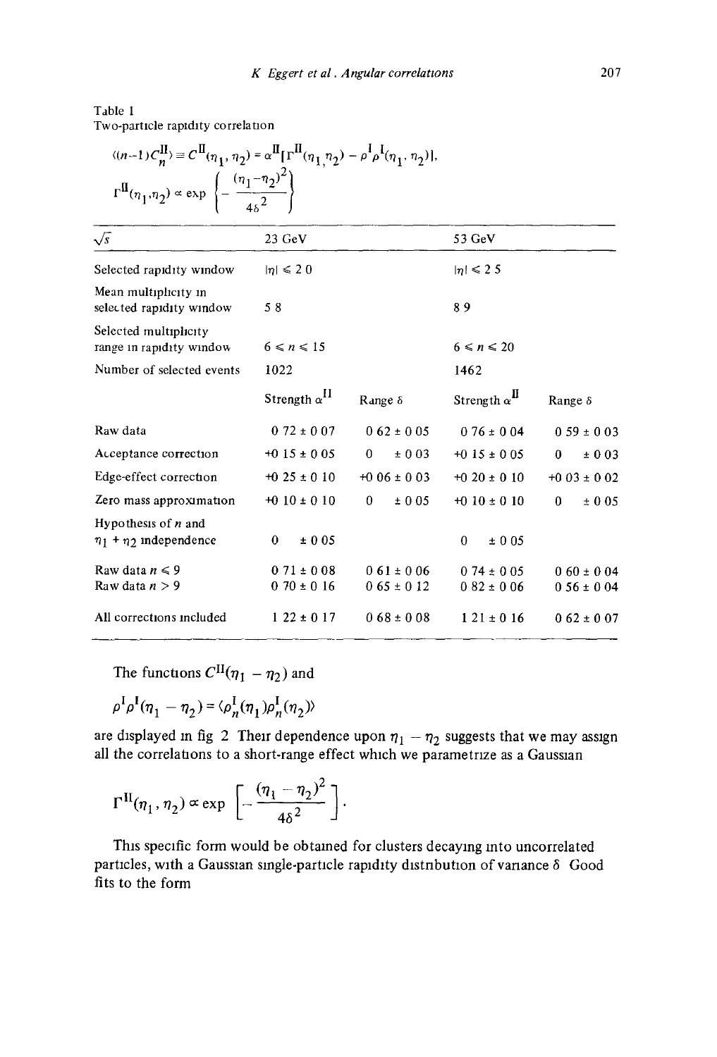Table 1
Two-particle rapidity correlation

$$\langle (n-1) C_n^{\mathrm{II}} \rangle \equiv C^{\mathrm{II}}(\eta_1, \eta_2) = \alpha^{\mathrm{II}} [\Gamma^{\mathrm{II}}(\eta_1, \eta_2) - \rho^{\mathrm{I}} \rho^{\mathrm{I}}(\eta_1, \eta_2)],$$

$$\Gamma^{\mathrm{II}}(\eta_1, \eta_2) \propto \exp \left\{ -\frac{(\eta_1 - \eta_2)^2}{4\delta^2} \right\}$$

| $\sqrt{s}$ | 23 GeV | | 53 GeV | |
|---|---|---|---|---|
| Selected rapidity window | $\lvert\eta\rvert \leq 2.0$ | | $\lvert\eta\rvert \leq 2.5$ | |
| Mean multiplicity in selected rapidity window | 5.8 | | 8.9 | |
| Selected multiplicity range in rapidity window | $6 \leq n \leq 15$ | | $6 \leq n \leq 20$ | |
| Number of selected events | 1022 | | 1462 | |
| | Strength $\alpha^{\mathrm{II}}$ | Range $\delta$ | Strength $\alpha^{\mathrm{II}}$ | Range $\delta$ |
| Raw data | 0.72 ± 0.07 | 0.62 ± 0.05 | 0.76 ± 0.04 | 0.59 ± 0.03 |
| Acceptance correction | +0.15 ± 0.05 | 0 ± 0.03 | +0.15 ± 0.05 | 0 ± 0.03 |
| Edge-effect correction | +0.25 ± 0.10 | +0.06 ± 0.03 | +0.20 ± 0.10 | +0.03 ± 0.02 |
| Zero mass approximation | +0.10 ± 0.10 | 0 ± 0.05 | +0.10 ± 0.10 | 0 ± 0.05 |
| Hypothesis of $n$ and $\eta_1 + \eta_2$ independence | 0 ± 0.05 | | 0 ± 0.05 | |
| Raw data $n \leq 9$ | 0.71 ± 0.08 | 0.61 ± 0.06 | 0.74 ± 0.05 | 0.60 ± 0.04 |
| Raw data $n > 9$ | 0.70 ± 0.16 | 0.65 ± 0.12 | 0.82 ± 0.06 | 0.56 ± 0.04 |
| All corrections included | 1.22 ± 0.17 | 0.68 ± 0.08 | 1.21 ± 0.16 | 0.62 ± 0.07 |

The functions $C^{\mathrm{II}}(\eta_1 - \eta_2)$ and

$$\rho^{\mathrm{I}}\rho^{\mathrm{I}}(\eta_1 - \eta_2) = \langle \rho_n^{\mathrm{I}}(\eta_1) \rho_n^{\mathrm{I}}(\eta_2) \rangle$$

are displayed in fig. 2. Their dependence upon $\eta_1 - \eta_2$ suggests that we may assign all the correlations to a short-range effect which we parametrize as a Gaussian

$$\Gamma^{\mathrm{II}}(\eta_1, \eta_2) \propto \exp \left[ -\frac{(\eta_1 - \eta_2)^2}{4\delta^2} \right].$$

This specific form would be obtained for clusters decaying into uncorrelated particles, with a Gaussian single-particle rapidity distribution of variance $\delta$. Good fits to the form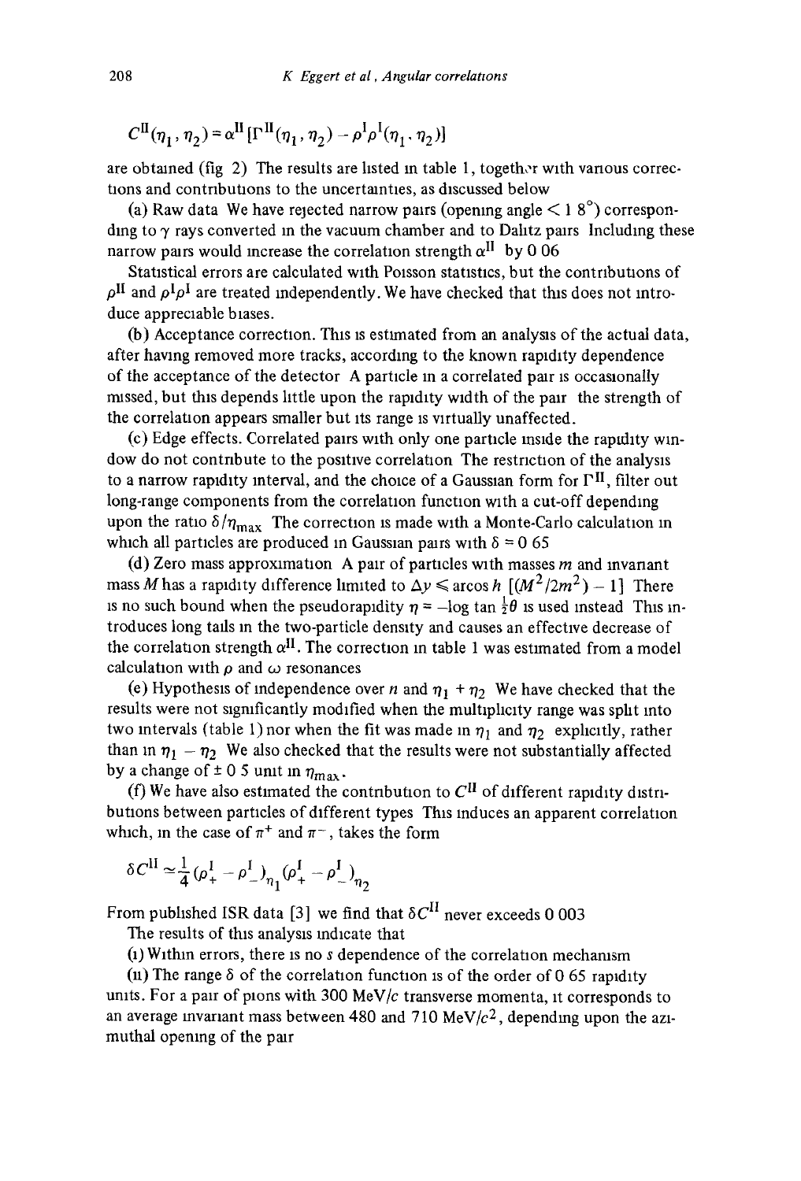$$C^{II}(\eta_1, \eta_2) = \alpha^{II}[\Gamma^{II}(\eta_1, \eta_2) - \rho^I\rho^I(\eta_1, \eta_2)]$$

are obtained (fig 2) The results are listed in table 1, together with various corrections and contributions to the uncertainties, as discussed below

(a) Raw data We have rejected narrow pairs (opening angle < 1 8°) corresponding to $\gamma$ rays converted in the vacuum chamber and to Dalitz pairs Including these narrow pairs would increase the correlation strength $\alpha^{II}$ by 0 06

Statistical errors are calculated with Poisson statistics, but the contributions of $\rho^{II}$ and $\rho^I\rho^I$ are treated independently. We have checked that this does not introduce appreciable biases.

(b) Acceptance correction. This is estimated from an analysis of the actual data, after having removed more tracks, according to the known rapidity dependence of the acceptance of the detector A particle in a correlated pair is occasionally missed, but this depends little upon the rapidity width of the pair the strength of the correlation appears smaller but its range is virtually unaffected.

(c) Edge effects. Correlated pairs with only one particle inside the rapidity window do not contribute to the positive correlation The restriction of the analysis to a narrow rapidity interval, and the choice of a Gaussian form for $\Gamma^{II}$, filter out long-range components from the correlation function with a cut-off depending upon the ratio $\delta/\eta_{max}$ The correction is made with a Monte-Carlo calculation in which all particles are produced in Gaussian pairs with $\delta = 0\ 65$

(d) Zero mass approximation A pair of particles with masses $m$ and invariant mass $M$ has a rapidity difference limited to $\Delta y \leqslant \text{arcos}\, h\ [(M^2/2m^2) - 1]$ There is no such bound when the pseudorapidity $\eta = -\log \tan \frac{1}{2}\theta$ is used instead This introduces long tails in the two-particle density and causes an effective decrease of the correlation strength $\alpha^{II}$. The correction in table 1 was estimated from a model calculation with $\rho$ and $\omega$ resonances

(e) Hypothesis of independence over $n$ and $\eta_1 + \eta_2$ We have checked that the results were not significantly modified when the multiplicity range was split into two intervals (table 1) nor when the fit was made in $\eta_1$ and $\eta_2$ explicitly, rather than in $\eta_1 - \eta_2$ We also checked that the results were not substantially affected by a change of $\pm$ 0 5 unit in $\eta_{max}$.

(f) We have also estimated the contribution to $C^{II}$ of different rapidity distributions between particles of different types This induces an apparent correlation which, in the case of $\pi^+$ and $\pi^-$, takes the form

$$\delta C^{II} \simeq \frac{1}{4}(\rho^I_+ - \rho^I_-)_{\eta_1}(\rho^I_+ - \rho^I_-)_{\eta_2}$$

From published ISR data [3] we find that $\delta C^{II}$ never exceeds 0 003

The results of this analysis indicate that

(i) Within errors, there is no $s$ dependence of the correlation mechanism

(ii) The range $\delta$ of the correlation function is of the order of 0 65 rapidity units. For a pair of pions with 300 MeV/$c$ transverse momenta, it corresponds to an average invariant mass between 480 and 710 MeV/$c^2$, depending upon the azimuthal opening of the pair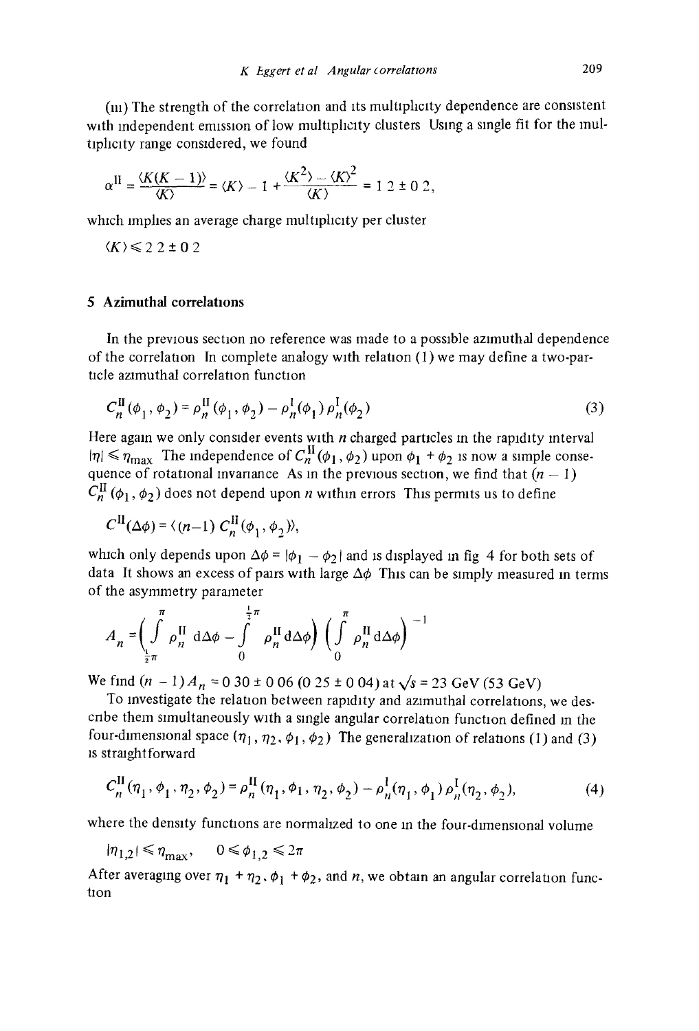(iii) The strength of the correlation and its multiplicity dependence are consistent with independent emission of low multiplicity clusters. Using a single fit for the multiplicity range considered, we found

$$\alpha^{\text{II}} = \frac{\langle K(K-1)\rangle}{\langle K\rangle} = \langle K\rangle - 1 + \frac{\langle K^2\rangle - \langle K\rangle^2}{\langle K\rangle} = 1.2 \pm 0.2,$$

which implies an average charge multiplicity per cluster

$$\langle K\rangle \leqslant 2.2 \pm 0.2$$

## 5. Azimuthal correlations

In the previous section no reference was made to a possible azimuthal dependence of the correlation. In complete analogy with relation (1) we may define a two-particle azimuthal correlation function

$$C_n^{\text{II}}(\phi_1, \phi_2) = \rho_n^{\text{II}}(\phi_1, \phi_2) - \rho_n^{\text{I}}(\phi_1)\,\rho_n^{\text{I}}(\phi_2) \tag{3}$$

Here again we only consider events with $n$ charged particles in the rapidity interval $|\eta| \leqslant \eta_{\max}$. The independence of $C_n^{\text{II}}(\phi_1, \phi_2)$ upon $\phi_1 + \phi_2$ is now a simple consequence of rotational invariance. As in the previous section, we find that $(n-1)$ $C_n^{\text{II}}(\phi_1, \phi_2)$ does not depend upon $n$ within errors. This permits us to define

$$C^{\text{II}}(\Delta\phi) = \langle (n-1)\, C_n^{\text{II}}(\phi_1, \phi_2)\rangle,$$

which only depends upon $\Delta\phi = |\phi_1 - \phi_2|$ and is displayed in fig. 4 for both sets of data. It shows an excess of pairs with large $\Delta\phi$. This can be simply measured in terms of the asymmetry parameter

$$A_n = \left(\int_{\frac{1}{2}\pi}^{\pi} \rho_n^{\text{II}}\, \mathrm{d}\Delta\phi - \int_0^{\frac{1}{2}\pi} \rho_n^{\text{II}}\, \mathrm{d}\Delta\phi\right)\left(\int_0^{\pi} \rho_n^{\text{II}}\, \mathrm{d}\Delta\phi\right)^{-1}$$

We find $(n-1)A_n = 0.30 \pm 0.06$ ($0.25 \pm 0.04$) at $\sqrt{s} = 23$ GeV (53 GeV).

To investigate the relation between rapidity and azimuthal correlations, we describe them simultaneously with a single angular correlation function defined in the four-dimensional space $(\eta_1, \eta_2, \phi_1, \phi_2)$. The generalization of relations (1) and (3) is straightforward

$$C_n^{\text{II}}(\eta_1, \phi_1, \eta_2, \phi_2) = \rho_n^{\text{II}}(\eta_1, \phi_1, \eta_2, \phi_2) - \rho_n^{\text{I}}(\eta_1, \phi_1)\,\rho_n^{\text{I}}(\eta_2, \phi_2), \tag{4}$$

where the density functions are normalized to one in the four-dimensional volume

$$|\eta_{1,2}| \leqslant \eta_{\max}, \quad 0 \leqslant \phi_{1,2} \leqslant 2\pi$$

After averaging over $\eta_1 + \eta_2$, $\phi_1 + \phi_2$, and $n$, we obtain an angular correlation function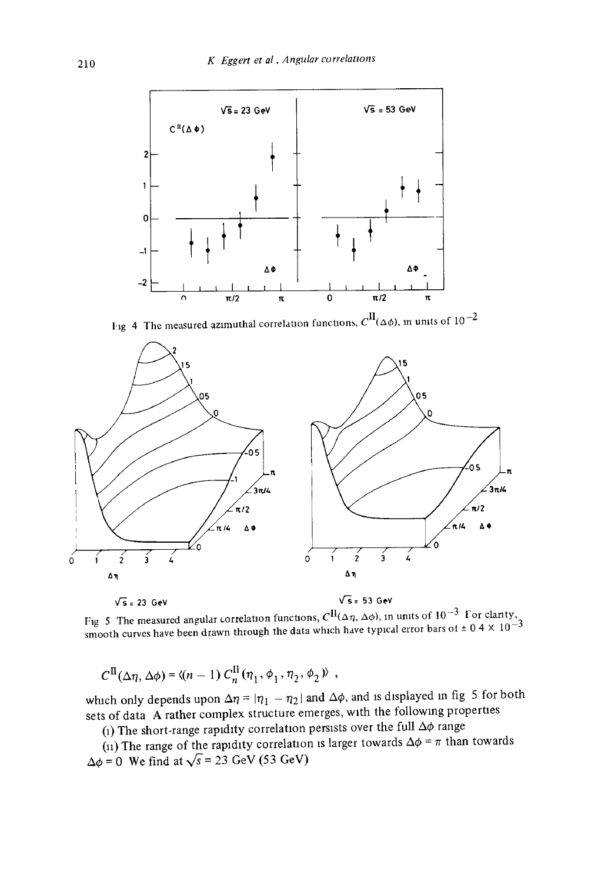Fig 4 The measured azimuthal correlation functions, $C^{\mathrm{II}}(\Delta\phi)$, in units of $10^{-2}$

Fig 5 The measured angular correlation functions, $C^{\mathrm{II}}(\Delta\eta, \Delta\phi)$, in units of $10^{-3}$ For clarity, smooth curves have been drawn through the data which have typical error bars of $\pm$ 0 4 $\times$ $10^{-3}$

$$C^{\mathrm{II}}(\Delta\eta, \Delta\phi) = \langle\langle (n-1)\, C_n^{\mathrm{II}}(\eta_1, \phi_1, \eta_2, \phi_2) \rangle\rangle \,,$$

which only depends upon $\Delta\eta = |\eta_1 - \eta_2|$ and $\Delta\phi$, and is displayed in fig 5 for both sets of data A rather complex structure emerges, with the following properties

(i) The short-range rapidity correlation persists over the full $\Delta\phi$ range

(ii) The range of the rapidity correlation is larger towards $\Delta\phi = \pi$ than towards $\Delta\phi = 0$ We find at $\sqrt{s} = 23$ GeV (53 GeV)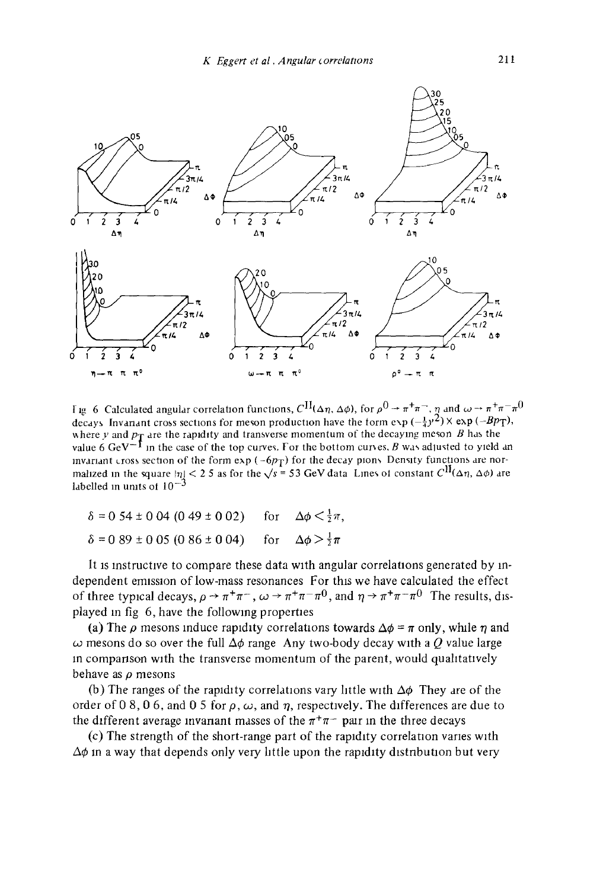Fig 6 Calculated angular correlation functions, $C^{II}(\Delta\eta, \Delta\phi)$, for $\rho^0 \to \pi^+\pi^-$, $\eta$ and $\omega \to \pi^+\pi^-\pi^0$ decays Invariant cross sections for meson production have the form $\exp(-\frac{1}{4}y^2) \times \exp(-Bp_T)$, where $y$ and $p_T$ are the rapidity and transverse momentum of the decaying meson $B$ has the value 6 GeV$^{-1}$ in the case of the top curves. For the bottom curves, $B$ was adjusted to yield an invariant cross section of the form $\exp(-6p_T)$ for the decay pions Density functions are normalized in the square $|\eta| < 2.5$ as for the $\sqrt{s} = 53$ GeV data Lines of constant $C^{II}(\Delta\eta, \Delta\phi)$ are labelled in units of $10^{-3}$

$$\delta = 0.54 \pm 0.04 \; (0.49 \pm 0.02) \quad \text{for} \quad \Delta\phi < \tfrac{1}{2}\pi,$$

$$\delta = 0.89 \pm 0.05 \; (0.86 \pm 0.04) \quad \text{for} \quad \Delta\phi > \tfrac{1}{2}\pi$$

It is instructive to compare these data with angular correlations generated by independent emission of low-mass resonances For this we have calculated the effect of three typical decays, $\rho \to \pi^+\pi^-$, $\omega \to \pi^+\pi^-\pi^0$, and $\eta \to \pi^+\pi^-\pi^0$ The results, displayed in fig 6, have the following properties

(a) The $\rho$ mesons induce rapidity correlations towards $\Delta\phi = \pi$ only, while $\eta$ and $\omega$ mesons do so over the full $\Delta\phi$ range Any two-body decay with a $Q$ value large in comparison with the transverse momentum of the parent, would qualitatively behave as $\rho$ mesons

(b) The ranges of the rapidity correlations vary little with $\Delta\phi$ They are of the order of 0.8, 0.6, and 0.5 for $\rho$, $\omega$, and $\eta$, respectively. The differences are due to the different average invariant masses of the $\pi^+\pi^-$ pair in the three decays

(c) The strength of the short-range part of the rapidity correlation varies with $\Delta\phi$ in a way that depends only very little upon the rapidity distribution but very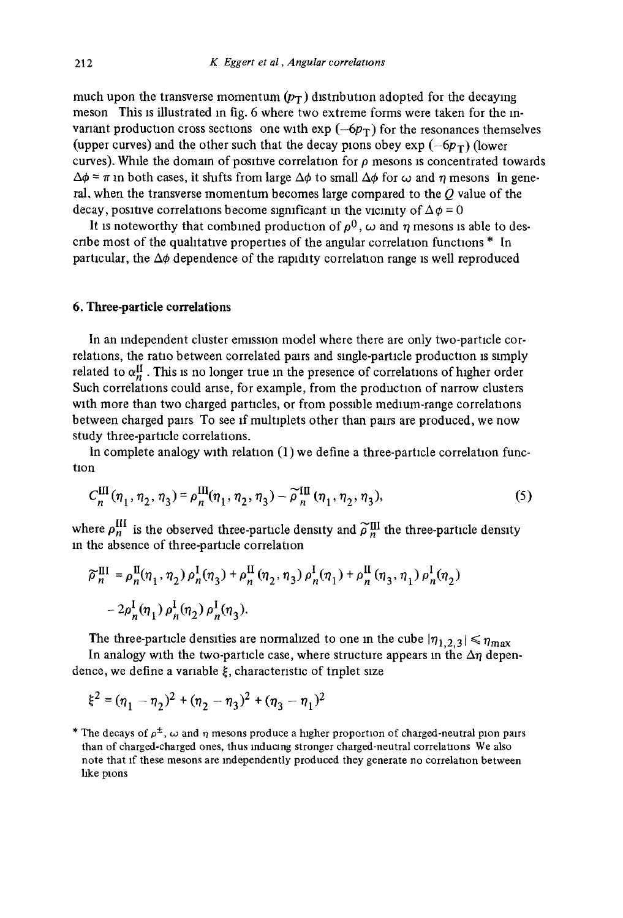much upon the transverse momentum ($p_T$) distribution adopted for the decaying meson. This is illustrated in fig. 6 where two extreme forms were taken for the invariant production cross sections: one with $\exp(-6p_T)$ for the resonances themselves (upper curves) and the other such that the decay pions obey $\exp(-6p_T)$ (lower curves). While the domain of positive correlation for $\rho$ mesons is concentrated towards $\Delta\phi \approx \pi$ in both cases, it shifts from large $\Delta\phi$ to small $\Delta\phi$ for $\omega$ and $\eta$ mesons. In general, when the transverse momentum becomes large compared to the $Q$ value of the decay, positive correlations become significant in the vicinity of $\Delta\phi = 0$.

It is noteworthy that combined production of $\rho^0$, $\omega$ and $\eta$ mesons is able to describe most of the qualitative properties of the angular correlation functions *. In particular, the $\Delta\phi$ dependence of the rapidity correlation range is well reproduced.

## 6. Three-particle correlations

In an independent cluster emission model where there are only two-particle correlations, the ratio between correlated pairs and single-particle production is simply related to $\alpha_n^{\mathrm{II}}$. This is no longer true in the presence of correlations of higher order. Such correlations could arise, for example, from the production of narrow clusters with more than two charged particles, or from possible medium-range correlations between charged pairs. To see if multiplets other than pairs are produced, we now study three-particle correlations.

In complete analogy with relation (1) we define a three-particle correlation function

$$C_n^{\mathrm{III}}(\eta_1, \eta_2, \eta_3) = \rho_n^{\mathrm{III}}(\eta_1, \eta_2, \eta_3) - \widetilde{\rho}_n^{\mathrm{III}}(\eta_1, \eta_2, \eta_3), \tag{5}$$

where $\rho_n^{\mathrm{III}}$ is the observed three-particle density and $\widetilde{\rho}_n^{\mathrm{III}}$ the three-particle density in the absence of three-particle correlation

$$\widetilde{\rho}_n^{\mathrm{III}} = \rho_n^{\mathrm{II}}(\eta_1, \eta_2)\,\rho_n^{\mathrm{I}}(\eta_3) + \rho_n^{\mathrm{II}}(\eta_2, \eta_3)\,\rho_n^{\mathrm{I}}(\eta_1) + \rho_n^{\mathrm{II}}(\eta_3, \eta_1)\,\rho_n^{\mathrm{I}}(\eta_2)$$
$$- 2\rho_n^{\mathrm{I}}(\eta_1)\,\rho_n^{\mathrm{I}}(\eta_2)\,\rho_n^{\mathrm{I}}(\eta_3).$$

The three-particle densities are normalized to one in the cube $|\eta_{1,2,3}| \leqslant \eta_{\max}$.

In analogy with the two-particle case, where structure appears in the $\Delta\eta$ dependence, we define a variable $\xi$, characteristic of triplet size

$$\xi^2 = (\eta_1 - \eta_2)^2 + (\eta_2 - \eta_3)^2 + (\eta_3 - \eta_1)^2$$

* The decays of $\rho^{\pm}$, $\omega$ and $\eta$ mesons produce a higher proportion of charged-neutral pion pairs than of charged-charged ones, thus inducing stronger charged-neutral correlations. We also note that if these mesons are independently produced they generate no correlation between like pions.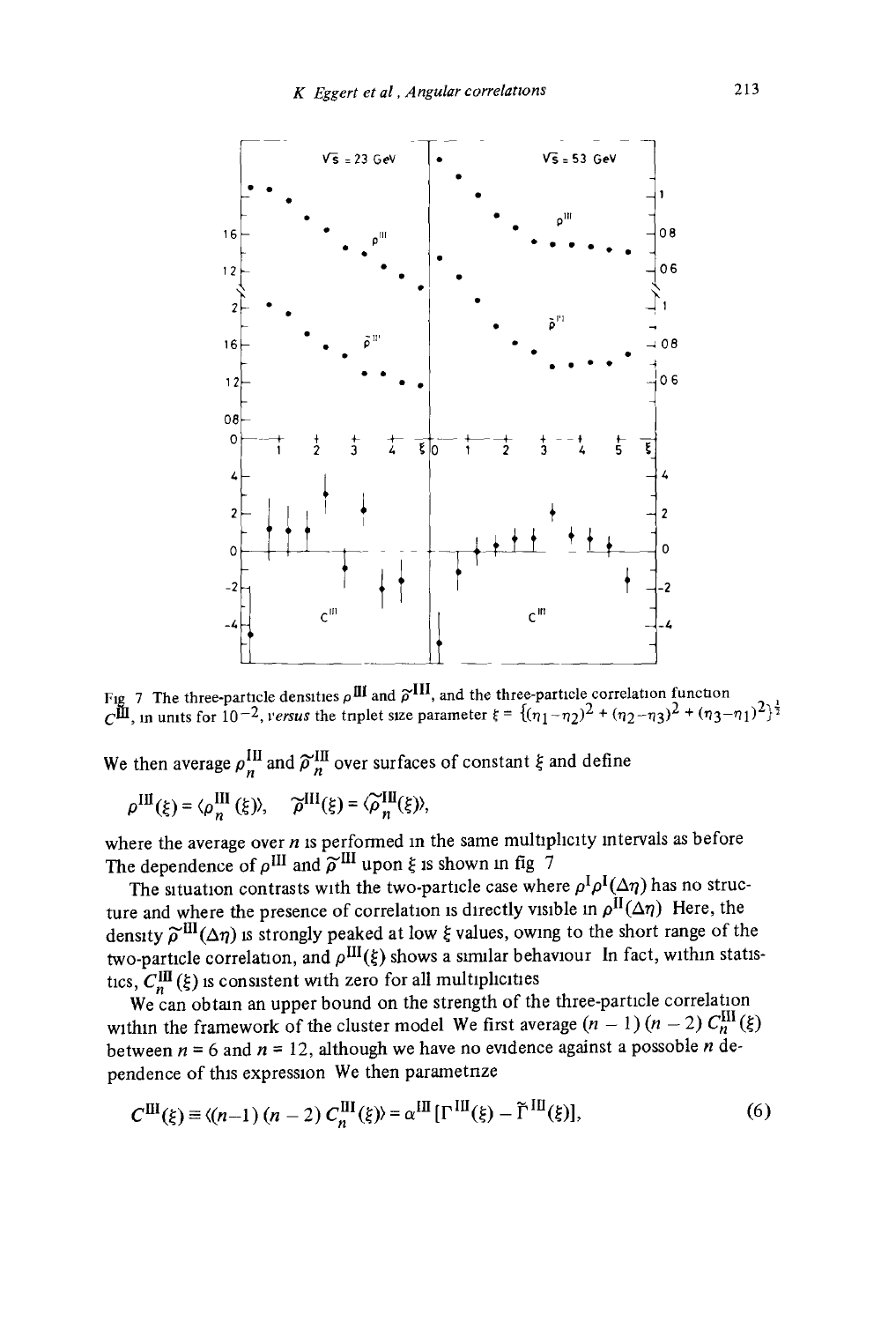Fig 7 The three-particle densities $\rho^{\text{III}}$ and $\tilde{\rho}^{\text{III}}$, and the three-particle correlation function $C^{\text{III}}$, in units for $10^{-2}$, versus the triplet size parameter $\xi = \{(\eta_1-\eta_2)^2 + (\eta_2-\eta_3)^2 + (\eta_3-\eta_1)^2\}^{\frac{1}{2}}$

We then average $\rho_n^{\text{III}}$ and $\tilde{\rho}_n^{\text{III}}$ over surfaces of constant $\xi$ and define

$$\rho^{\text{III}}(\xi) = \langle \rho_n^{\text{III}}(\xi) \rangle, \quad \tilde{\rho}^{\text{III}}(\xi) = \langle \tilde{\rho}_n^{\text{III}}(\xi) \rangle,$$

where the average over $n$ is performed in the same multiplicity intervals as before. The dependence of $\rho^{\text{III}}$ and $\tilde{\rho}^{\text{III}}$ upon $\xi$ is shown in fig 7.

The situation contrasts with the two-particle case where $\rho^{\text{I}}\rho^{\text{I}}(\Delta\eta)$ has no structure and where the presence of correlation is directly visible in $\rho^{\text{II}}(\Delta\eta)$. Here, the density $\tilde{\rho}^{\text{III}}(\Delta\eta)$ is strongly peaked at low $\xi$ values, owing to the short range of the two-particle correlation, and $\rho^{\text{III}}(\xi)$ shows a similar behaviour. In fact, within statistics, $C_n^{\text{III}}(\xi)$ is consistent with zero for all multiplicities.

We can obtain an upper bound on the strength of the three-particle correlation within the framework of the cluster model. We first average $(n-1)(n-2)\,C_n^{\text{III}}(\xi)$ between $n = 6$ and $n = 12$, although we have no evidence against a possoble $n$ dependence of this expression. We then parametrize

$$C^{\text{III}}(\xi) \equiv \langle (n-1)(n-2)\,C_n^{\text{III}}(\xi) \rangle = \alpha^{\text{III}}[\Gamma^{\text{III}}(\xi) - \tilde{\Gamma}^{\text{III}}(\xi)], \tag{6}$$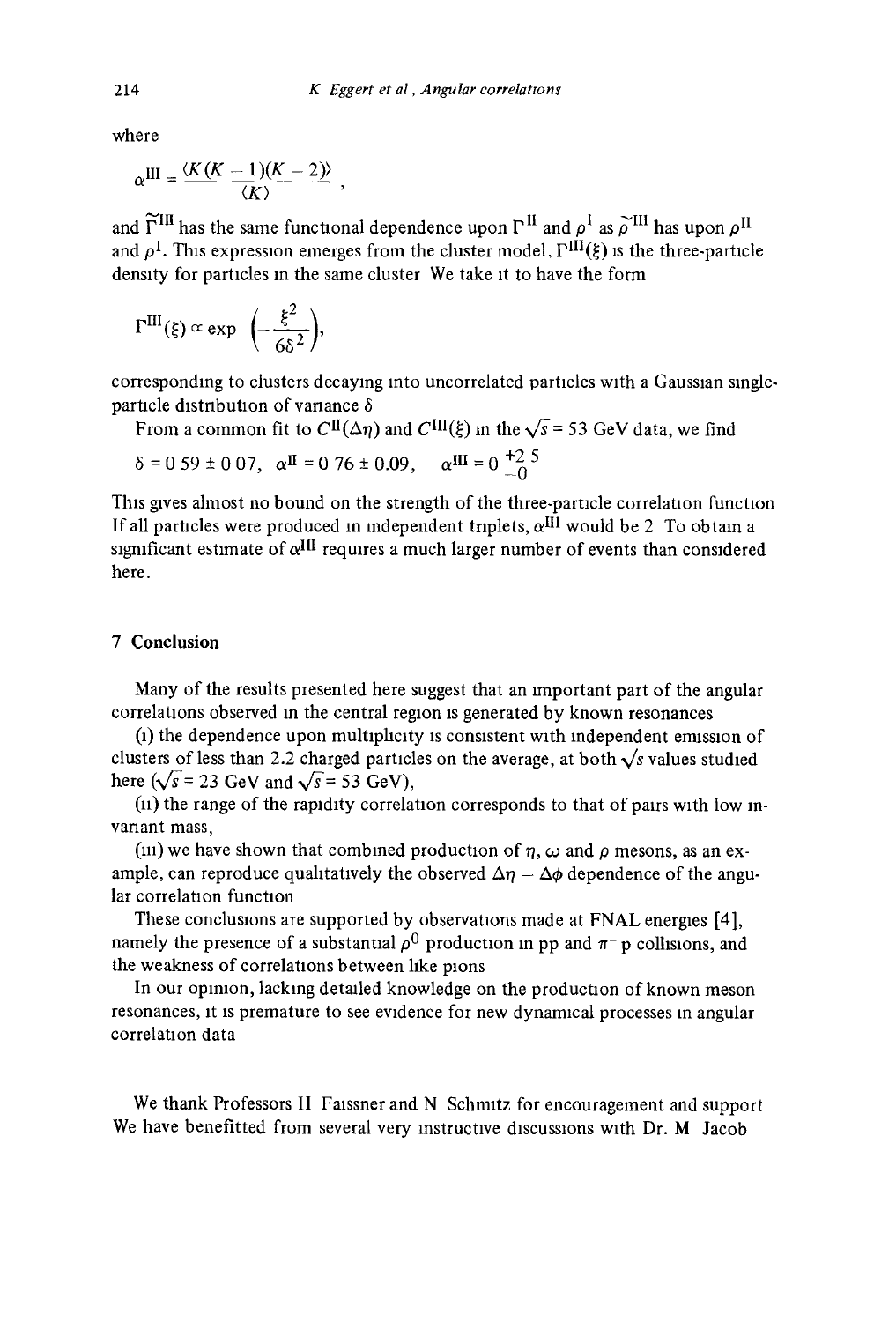where

$$\alpha^{\mathrm{III}} = \frac{\langle K(K-1)(K-2)\rangle}{\langle K\rangle},$$

and $\tilde{\Gamma}^{\mathrm{III}}$ has the same functional dependence upon $\Gamma^{\mathrm{II}}$ and $\rho^{\mathrm{I}}$ as $\tilde{\rho}^{\mathrm{III}}$ has upon $\rho^{\mathrm{II}}$ and $\rho^{\mathrm{I}}$. This expression emerges from the cluster model, $\Gamma^{\mathrm{III}}(\xi)$ is the three-particle density for particles in the same cluster. We take it to have the form

$$\Gamma^{\mathrm{III}}(\xi) \propto \exp\left(-\frac{\xi^2}{6\delta^2}\right),$$

corresponding to clusters decaying into uncorrelated particles with a Gaussian single-particle distribution of variance $\delta$.

From a common fit to $C^{\mathrm{II}}(\Delta\eta)$ and $C^{\mathrm{III}}(\xi)$ in the $\sqrt{s} = 53$ GeV data, we find

$$\delta = 0.59 \pm 0.07, \quad \alpha^{\mathrm{II}} = 0.76 \pm 0.09, \quad \alpha^{\mathrm{III}} = 0\,^{+2.5}_{-0}$$

This gives almost no bound on the strength of the three-particle correlation function. If all particles were produced in independent triplets, $\alpha^{\mathrm{III}}$ would be 2. To obtain a significant estimate of $\alpha^{\mathrm{III}}$ requires a much larger number of events than considered here.

## 7 Conclusion

Many of the results presented here suggest that an important part of the angular correlations observed in the central region is generated by known resonances:

(i) the dependence upon multiplicity is consistent with independent emission of clusters of less than 2.2 charged particles on the average, at both $\sqrt{s}$ values studied here ($\sqrt{s} = 23$ GeV and $\sqrt{s} = 53$ GeV),

(ii) the range of the rapidity correlation corresponds to that of pairs with low invariant mass,

(iii) we have shown that combined production of $\eta$, $\omega$ and $\rho$ mesons, as an example, can reproduce qualitatively the observed $\Delta\eta - \Delta\phi$ dependence of the angular correlation function.

These conclusions are supported by observations made at FNAL energies [4], namely the presence of a substantial $\rho^0$ production in pp and $\pi^-$p collisions, and the weakness of correlations between like pions.

In our opinion, lacking detailed knowledge on the production of known meson resonances, it is premature to see evidence for new dynamical processes in angular correlation data.

We thank Professors H. Faissner and N. Schmitz for encouragement and support. We have benefitted from several very instructive discussions with Dr. M. Jacob.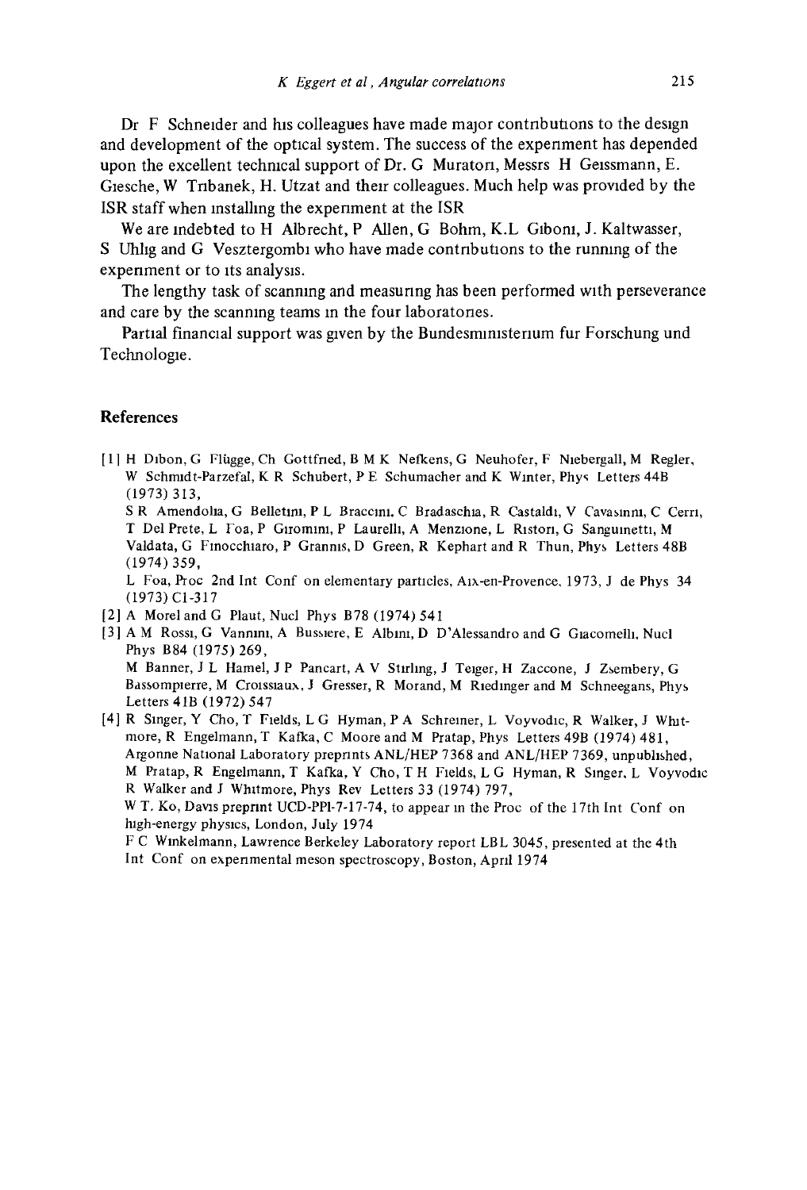Dr F Schneider and his colleagues have made major contributions to the design and development of the optical system. The success of the experiment has depended upon the excellent technical support of Dr. G Muratori, Messrs H Geissmann, E. Giesche, W Tribanek, H. Utzat and their colleagues. Much help was provided by the ISR staff when installing the experiment at the ISR

We are indebted to H Albrecht, P Allen, G Bohm, K.L Giboni, J. Kaltwasser, S Uhlig and G Vesztergombi who have made contributions to the running of the experiment or to its analysis.

The lengthy task of scanning and measuring has been performed with perseverance and care by the scanning teams in the four laboratories.

Partial financial support was given by the Bundesministerium fur Forschung und Technologie.

## References

[1] H Dibon, G Flügge, Ch Gottfried, B M K Nefkens, G Neuhofer, F Niebergall, M Regler, W Schmidt-Parzefal, K R Schubert, P E Schumacher and K Winter, Phys Letters 44B (1973) 313,
S R Amendolia, G Belletini, P L Braccini, C Bradaschia, R Castaldi, V Cavasinni, C Cerri, T Del Prete, L Foa, P Giromini, P Laurelli, A Menzione, L Ristori, G Sanguinetti, M Valdata, G Finocchiaro, P Grannis, D Green, R Kephart and R Thun, Phys Letters 48B (1974) 359,
L Foa, Proc 2nd Int Conf on elementary particles, Aix-en-Provence, 1973, J de Phys 34 (1973) C1-317

[2] A Morel and G Plaut, Nucl Phys B78 (1974) 541

[3] A M Rossi, G Vannini, A Bussiere, E Albini, D D'Alessandro and G Giacomelli, Nucl Phys B84 (1975) 269,
M Banner, J L Hamel, J P Pancart, A V Stirling, J Teiger, H Zaccone, J Zsembery, G Bassompierre, M Croissiaux, J Gresser, R Morand, M Riedinger and M Schneegans, Phys Letters 41B (1972) 547

[4] R Singer, Y Cho, T Fields, L G Hyman, P A Schreiner, L Voyvodic, R Walker, J Whitmore, R Engelmann, T Kafka, C Moore and M Pratap, Phys Letters 49B (1974) 481, Argonne National Laboratory preprints ANL/HEP 7368 and ANL/HEP 7369, unpublished,
M Pratap, R Engelmann, T Kafka, Y Cho, T H Fields, L G Hyman, R Singer, L Voyvodic R Walker and J Whitmore, Phys Rev Letters 33 (1974) 797,
W T. Ko, Davis preprint UCD-PPI-7-17-74, to appear in the Proc of the 17th Int Conf on high-energy physics, London, July 1974
F C Winkelmann, Lawrence Berkeley Laboratory report LBL 3045, presented at the 4th Int Conf on experimental meson spectroscopy, Boston, April 1974